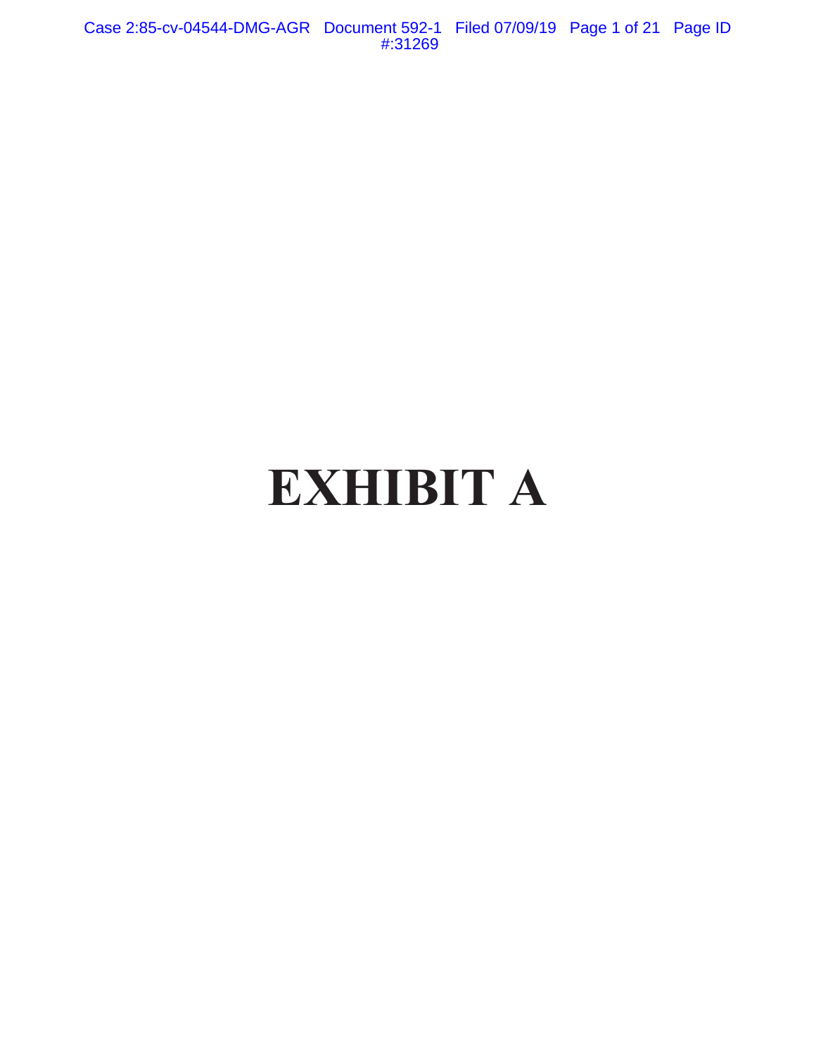# EXHIBIT A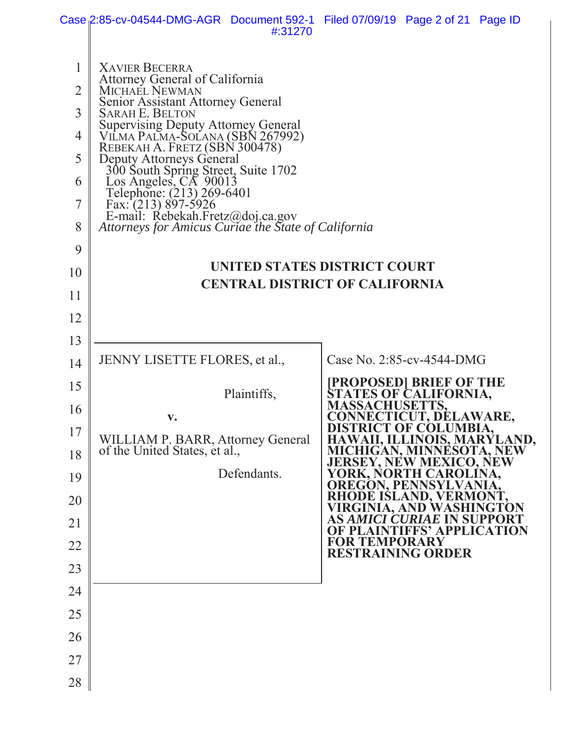XAVIER BECERRA
Attorney General of California
MICHAEL NEWMAN
Senior Assistant Attorney General
SARAH E. BELTON
Supervising Deputy Attorney General
VILMA PALMA-SOLANA (SBN 267992)
REBEKAH A. FRETZ (SBN 300478)
Deputy Attorneys General
300 South Spring Street, Suite 1702
Los Angeles, CA 90013
Telephone: (213) 269-6401
Fax: (213) 897-5926
E-mail: Rebekah.Fretz@doj.ca.gov
*Attorneys for Amicus Curiae the State of California*

**UNITED STATES DISTRICT COURT**
**CENTRAL DISTRICT OF CALIFORNIA**

| | |
|---|---|
| JENNY LISETTE FLORES, et al.,<br><br>Plaintiffs,<br><br>**v.**<br><br>WILLIAM P. BARR, Attorney General of the United States, et al.,<br><br>Defendants. | Case No. 2:85-cv-4544-DMG<br><br>**[PROPOSED] BRIEF OF THE STATES OF CALIFORNIA, MASSACHUSETTS, CONNECTICUT, DELAWARE, DISTRICT OF COLUMBIA, HAWAII, ILLINOIS, MARYLAND, MICHIGAN, MINNESOTA, NEW JERSEY, NEW MEXICO, NEW YORK, NORTH CAROLINA, OREGON, PENNSYLVANIA, RHODE ISLAND, VERMONT, VIRGINIA, AND WASHINGTON AS *AMICI CURIAE* IN SUPPORT OF PLAINTIFFS' APPLICATION FOR TEMPORARY RESTRAINING ORDER** |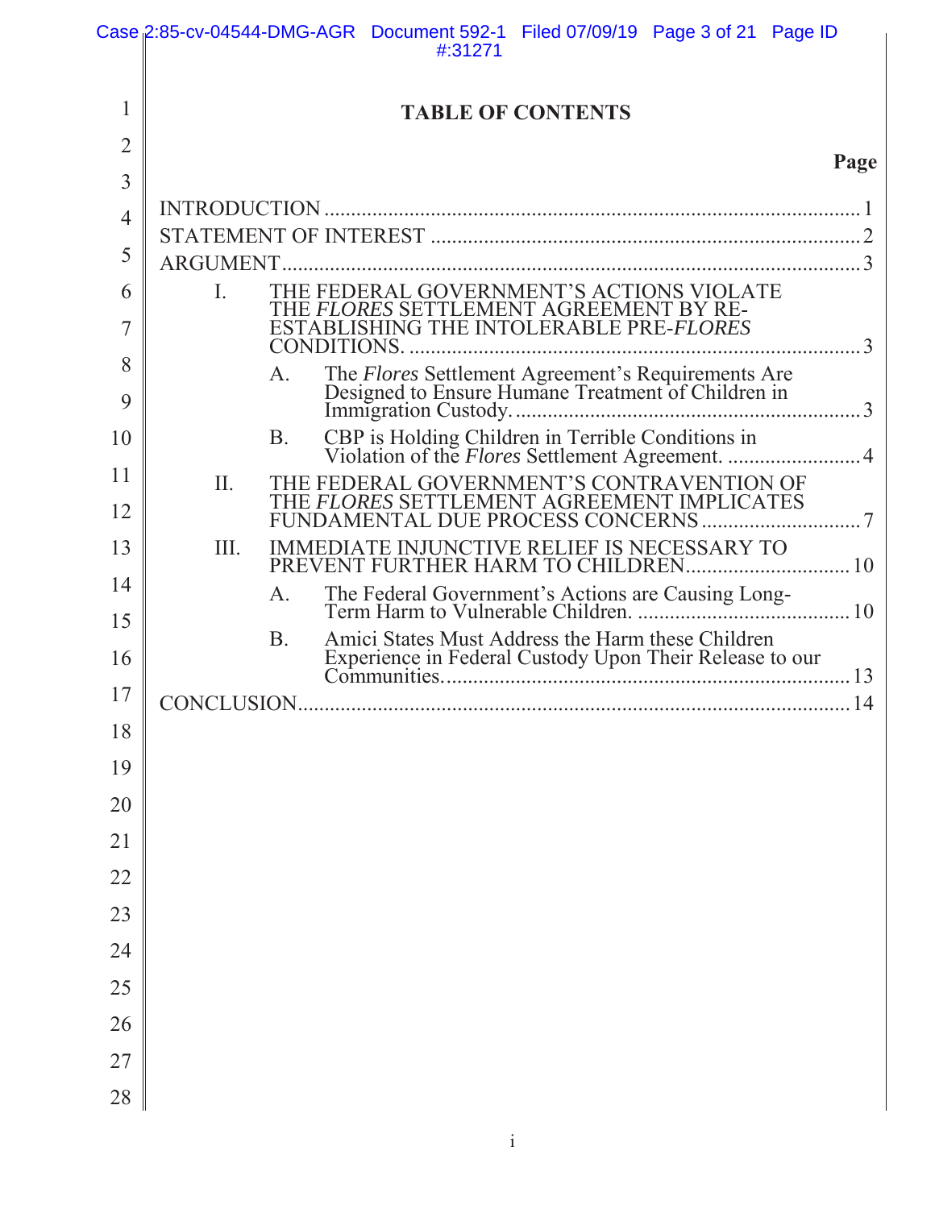# TABLE OF CONTENTS

| | Page |
|---|---|
| INTRODUCTION | 1 |
| STATEMENT OF INTEREST | 2 |
| ARGUMENT | 3 |
| I. THE FEDERAL GOVERNMENT'S ACTIONS VIOLATE THE *FLORES* SETTLEMENT AGREEMENT BY RE-ESTABLISHING THE INTOLERABLE PRE-*FLORES* CONDITIONS. | 3 |
| A. The *Flores* Settlement Agreement's Requirements Are Designed to Ensure Humane Treatment of Children in Immigration Custody. | 3 |
| B. CBP is Holding Children in Terrible Conditions in Violation of the *Flores* Settlement Agreement. | 4 |
| II. THE FEDERAL GOVERNMENT'S CONTRAVENTION OF THE *FLORES* SETTLEMENT AGREEMENT IMPLICATES FUNDAMENTAL DUE PROCESS CONCERNS | 7 |
| III. IMMEDIATE INJUNCTIVE RELIEF IS NECESSARY TO PREVENT FURTHER HARM TO CHILDREN | 10 |
| A. The Federal Government's Actions are Causing Long-Term Harm to Vulnerable Children. | 10 |
| B. Amici States Must Address the Harm these Children Experience in Federal Custody Upon Their Release to our Communities. | 13 |
| CONCLUSION | 14 |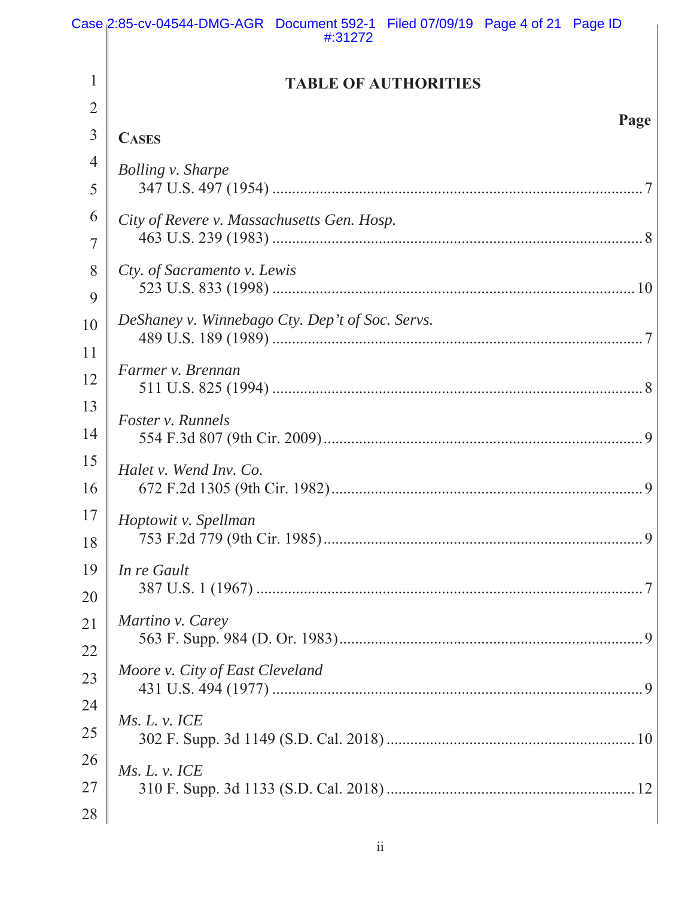# TABLE OF AUTHORITIES

**Page**

**CASES**

*Bolling v. Sharpe*
347 U.S. 497 (1954) ........................................................................................ 7

*City of Revere v. Massachusetts Gen. Hosp.*
463 U.S. 239 (1983) ........................................................................................ 8

*Cty. of Sacramento v. Lewis*
523 U.S. 833 (1998) ........................................................................................ 10

*DeShaney v. Winnebago Cty. Dep't of Soc. Servs.*
489 U.S. 189 (1989) ........................................................................................ 7

*Farmer v. Brennan*
511 U.S. 825 (1994) ........................................................................................ 8

*Foster v. Runnels*
554 F.3d 807 (9th Cir. 2009) ........................................................................... 9

*Halet v. Wend Inv. Co.*
672 F.2d 1305 (9th Cir. 1982) ......................................................................... 9

*Hoptowit v. Spellman*
753 F.2d 779 (9th Cir. 1985) ........................................................................... 9

*In re Gault*
387 U.S. 1 (1967) ............................................................................................ 7

*Martino v. Carey*
563 F. Supp. 984 (D. Or. 1983) ....................................................................... 9

*Moore v. City of East Cleveland*
431 U.S. 494 (1977) ........................................................................................ 9

*Ms. L. v. ICE*
302 F. Supp. 3d 1149 (S.D. Cal. 2018) .......................................................... 10

*Ms. L. v. ICE*
310 F. Supp. 3d 1133 (S.D. Cal. 2018) .......................................................... 12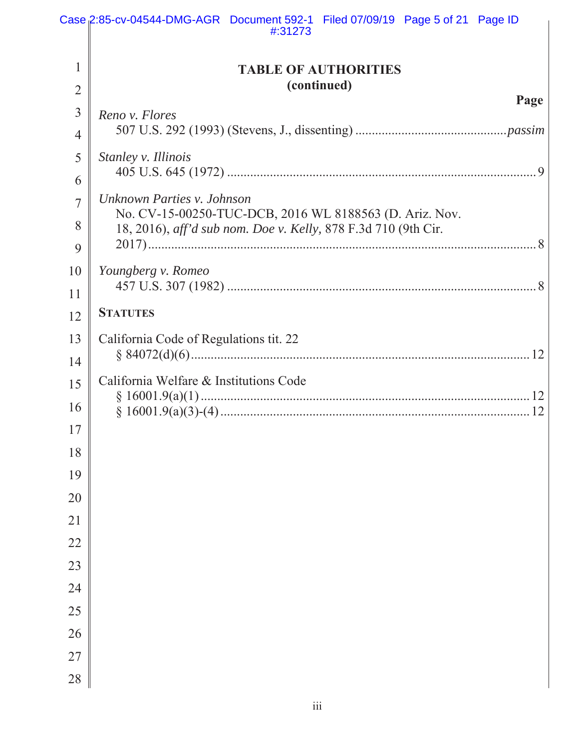# TABLE OF AUTHORITIES
## (continued)

**Page**

*Reno v. Flores*
507 U.S. 292 (1993) (Stevens, J., dissenting) ............................................*passim*

*Stanley v. Illinois*
405 U.S. 645 (1972) ............................................................................................ 9

*Unknown Parties v. Johnson*
No. CV-15-00250-TUC-DCB, 2016 WL 8188563 (D. Ariz. Nov. 18, 2016), *aff'd sub nom. Doe v. Kelly,* 878 F.3d 710 (9th Cir. 2017)................................................................................................................ 8

*Youngberg v. Romeo*
457 U.S. 307 (1982) ............................................................................................ 8

**STATUTES**

California Code of Regulations tit. 22
§ 84072(d)(6).................................................................................................... 12

California Welfare & Institutions Code
§ 16001.9(a)(1) .................................................................................................. 12
§ 16001.9(a)(3)-(4) ............................................................................................ 12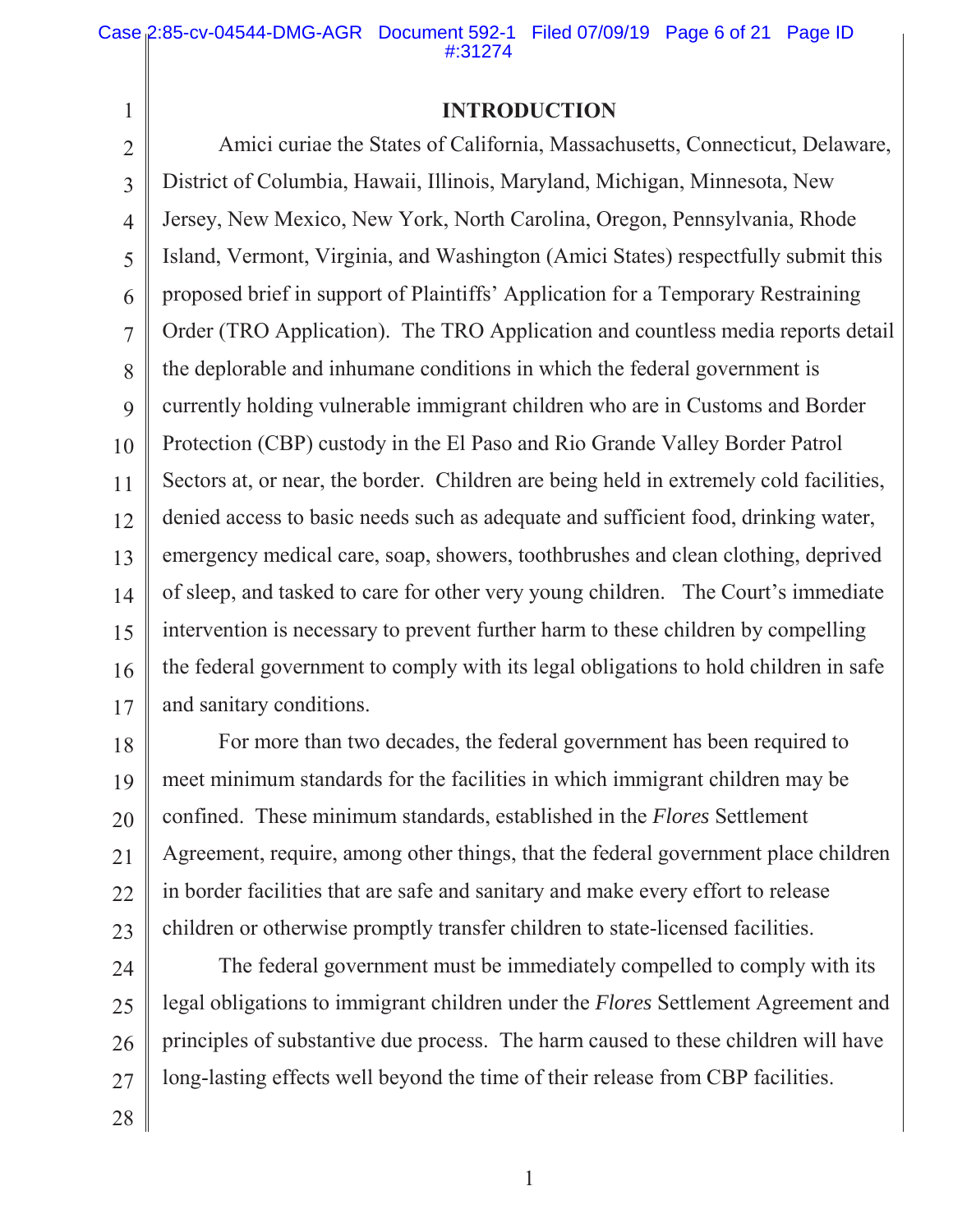## INTRODUCTION

Amici curiae the States of California, Massachusetts, Connecticut, Delaware, District of Columbia, Hawaii, Illinois, Maryland, Michigan, Minnesota, New Jersey, New Mexico, New York, North Carolina, Oregon, Pennsylvania, Rhode Island, Vermont, Virginia, and Washington (Amici States) respectfully submit this proposed brief in support of Plaintiffs' Application for a Temporary Restraining Order (TRO Application). The TRO Application and countless media reports detail the deplorable and inhumane conditions in which the federal government is currently holding vulnerable immigrant children who are in Customs and Border Protection (CBP) custody in the El Paso and Rio Grande Valley Border Patrol Sectors at, or near, the border. Children are being held in extremely cold facilities, denied access to basic needs such as adequate and sufficient food, drinking water, emergency medical care, soap, showers, toothbrushes and clean clothing, deprived of sleep, and tasked to care for other very young children. The Court's immediate intervention is necessary to prevent further harm to these children by compelling the federal government to comply with its legal obligations to hold children in safe and sanitary conditions.

For more than two decades, the federal government has been required to meet minimum standards for the facilities in which immigrant children may be confined. These minimum standards, established in the *Flores* Settlement Agreement, require, among other things, that the federal government place children in border facilities that are safe and sanitary and make every effort to release children or otherwise promptly transfer children to state-licensed facilities.

The federal government must be immediately compelled to comply with its legal obligations to immigrant children under the *Flores* Settlement Agreement and principles of substantive due process. The harm caused to these children will have long-lasting effects well beyond the time of their release from CBP facilities.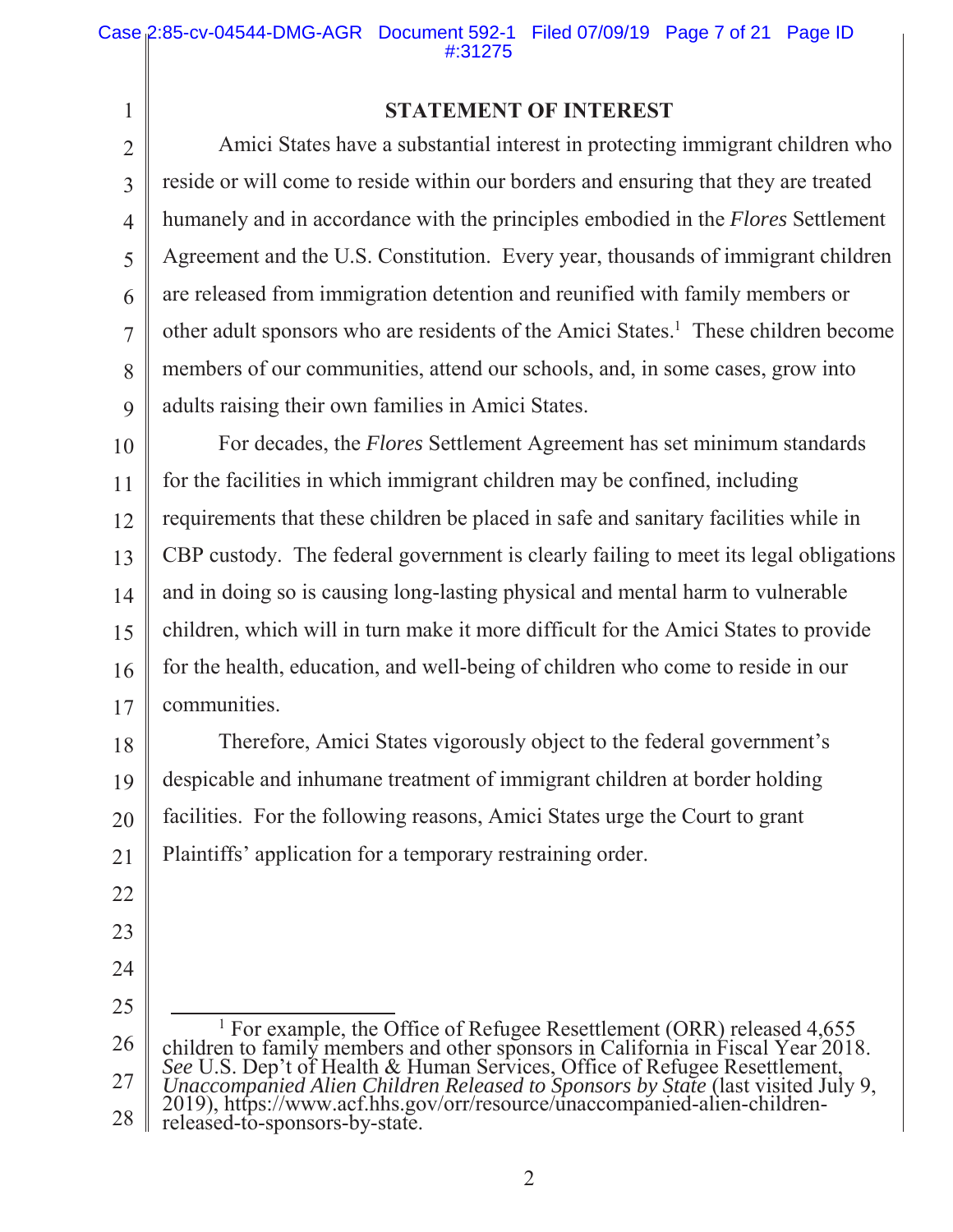## STATEMENT OF INTEREST

Amici States have a substantial interest in protecting immigrant children who reside or will come to reside within our borders and ensuring that they are treated humanely and in accordance with the principles embodied in the *Flores* Settlement Agreement and the U.S. Constitution. Every year, thousands of immigrant children are released from immigration detention and reunified with family members or other adult sponsors who are residents of the Amici States.[1] These children become members of our communities, attend our schools, and, in some cases, grow into adults raising their own families in Amici States.

For decades, the *Flores* Settlement Agreement has set minimum standards for the facilities in which immigrant children may be confined, including requirements that these children be placed in safe and sanitary facilities while in CBP custody. The federal government is clearly failing to meet its legal obligations and in doing so is causing long-lasting physical and mental harm to vulnerable children, which will in turn make it more difficult for the Amici States to provide for the health, education, and well-being of children who come to reside in our communities.

Therefore, Amici States vigorously object to the federal government's despicable and inhumane treatment of immigrant children at border holding facilities. For the following reasons, Amici States urge the Court to grant Plaintiffs' application for a temporary restraining order.

---

[1] For example, the Office of Refugee Resettlement (ORR) released 4,655 children to family members and other sponsors in California in Fiscal Year 2018. *See* U.S. Dep't of Health & Human Services, Office of Refugee Resettlement, *Unaccompanied Alien Children Released to Sponsors by State* (last visited July 9, 2019), https://www.acf.hhs.gov/orr/resource/unaccompanied-alien-children-released-to-sponsors-by-state.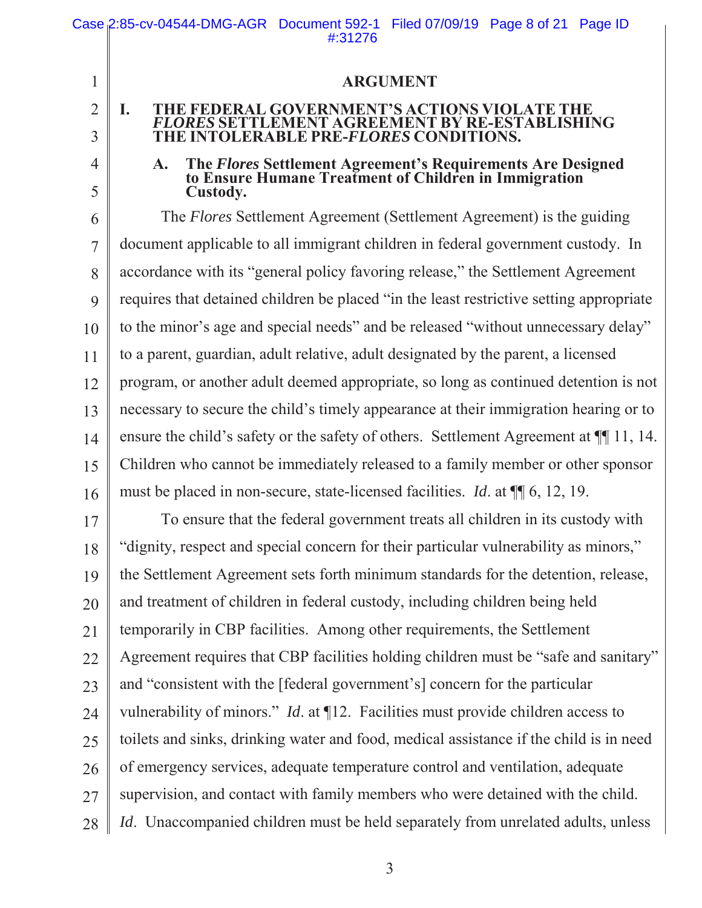## ARGUMENT

### I. THE FEDERAL GOVERNMENT'S ACTIONS VIOLATE THE *FLORES* SETTLEMENT AGREEMENT BY RE-ESTABLISHING THE INTOLERABLE PRE-*FLORES* CONDITIONS.

#### A. The *Flores* Settlement Agreement's Requirements Are Designed to Ensure Humane Treatment of Children in Immigration Custody.

The *Flores* Settlement Agreement (Settlement Agreement) is the guiding document applicable to all immigrant children in federal government custody. In accordance with its "general policy favoring release," the Settlement Agreement requires that detained children be placed "in the least restrictive setting appropriate to the minor's age and special needs" and be released "without unnecessary delay" to a parent, guardian, adult relative, adult designated by the parent, a licensed program, or another adult deemed appropriate, so long as continued detention is not necessary to secure the child's timely appearance at their immigration hearing or to ensure the child's safety or the safety of others. Settlement Agreement at ¶¶ 11, 14. Children who cannot be immediately released to a family member or other sponsor must be placed in non-secure, state-licensed facilities. *Id*. at ¶¶ 6, 12, 19.

To ensure that the federal government treats all children in its custody with "dignity, respect and special concern for their particular vulnerability as minors," the Settlement Agreement sets forth minimum standards for the detention, release, and treatment of children in federal custody, including children being held temporarily in CBP facilities. Among other requirements, the Settlement Agreement requires that CBP facilities holding children must be "safe and sanitary" and "consistent with the [federal government's] concern for the particular vulnerability of minors." *Id*. at ¶12. Facilities must provide children access to toilets and sinks, drinking water and food, medical assistance if the child is in need of emergency services, adequate temperature control and ventilation, adequate supervision, and contact with family members who were detained with the child. *Id*. Unaccompanied children must be held separately from unrelated adults, unless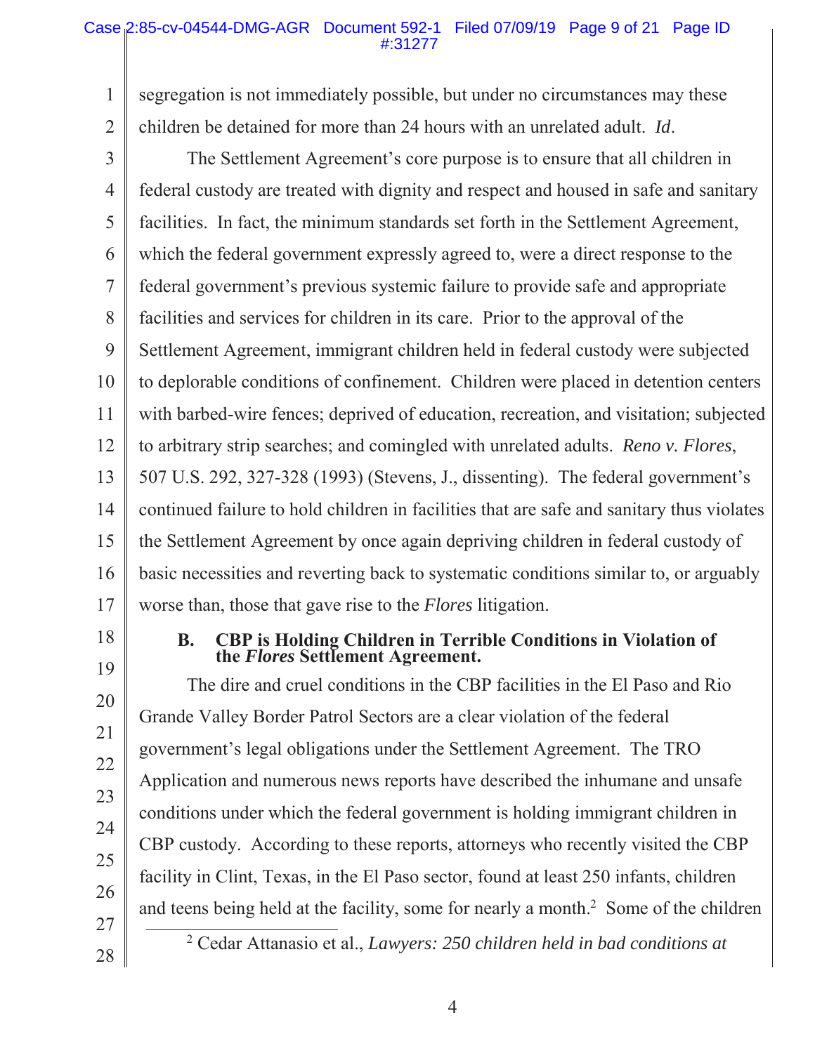segregation is not immediately possible, but under no circumstances may these children be detained for more than 24 hours with an unrelated adult. *Id*.

The Settlement Agreement's core purpose is to ensure that all children in federal custody are treated with dignity and respect and housed in safe and sanitary facilities. In fact, the minimum standards set forth in the Settlement Agreement, which the federal government expressly agreed to, were a direct response to the federal government's previous systemic failure to provide safe and appropriate facilities and services for children in its care. Prior to the approval of the Settlement Agreement, immigrant children held in federal custody were subjected to deplorable conditions of confinement. Children were placed in detention centers with barbed-wire fences; deprived of education, recreation, and visitation; subjected to arbitrary strip searches; and comingled with unrelated adults. *Reno v. Flores*, 507 U.S. 292, 327-328 (1993) (Stevens, J., dissenting). The federal government's continued failure to hold children in facilities that are safe and sanitary thus violates the Settlement Agreement by once again depriving children in federal custody of basic necessities and reverting back to systematic conditions similar to, or arguably worse than, those that gave rise to the *Flores* litigation.

### B. CBP is Holding Children in Terrible Conditions in Violation of the *Flores* Settlement Agreement.

The dire and cruel conditions in the CBP facilities in the El Paso and Rio Grande Valley Border Patrol Sectors are a clear violation of the federal government's legal obligations under the Settlement Agreement. The TRO Application and numerous news reports have described the inhumane and unsafe conditions under which the federal government is holding immigrant children in CBP custody. According to these reports, attorneys who recently visited the CBP facility in Clint, Texas, in the El Paso sector, found at least 250 infants, children and teens being held at the facility, some for nearly a month.[2] Some of the children

[2] Cedar Attanasio et al., *Lawyers: 250 children held in bad conditions at*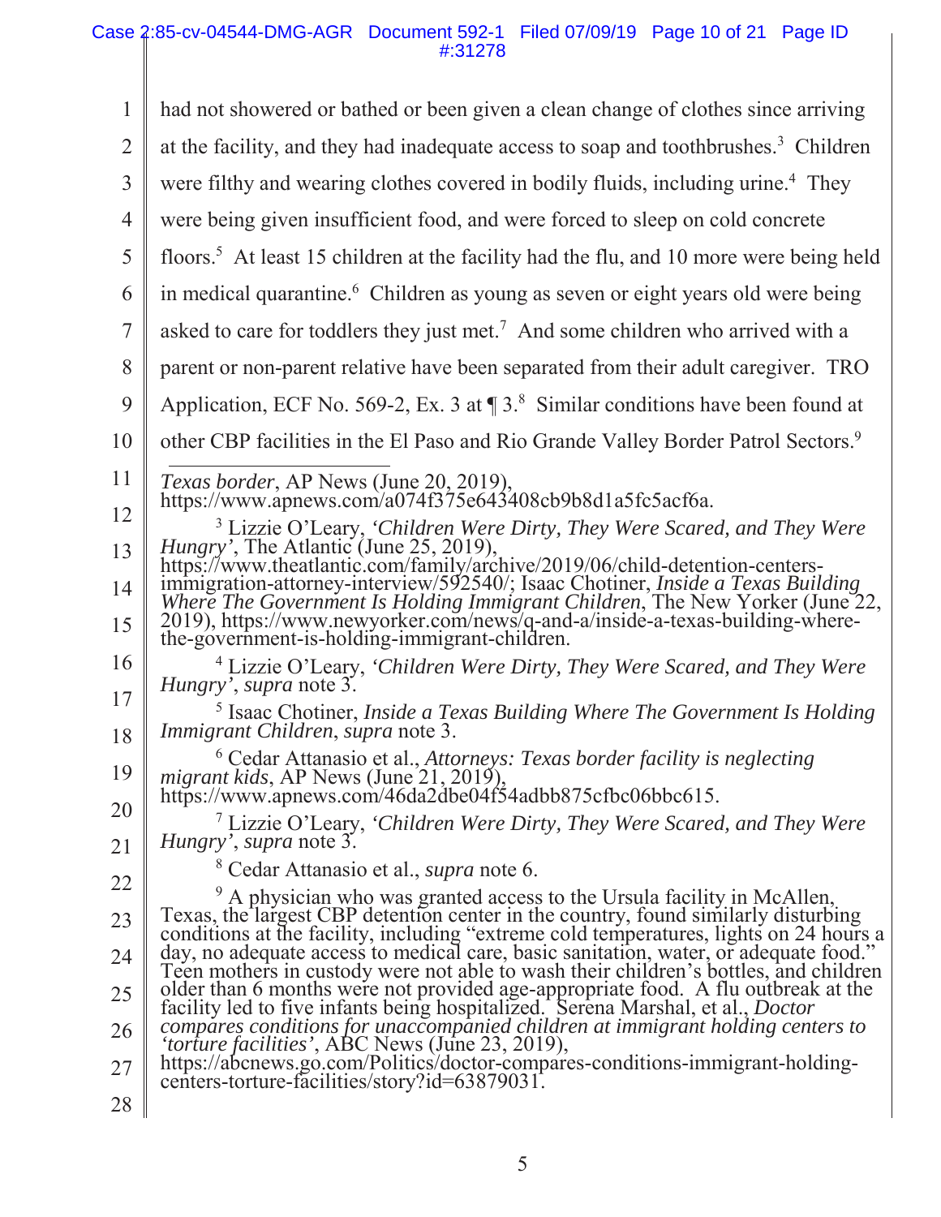had not showered or bathed or been given a clean change of clothes since arriving at the facility, and they had inadequate access to soap and toothbrushes.[3] Children were filthy and wearing clothes covered in bodily fluids, including urine.[4] They were being given insufficient food, and were forced to sleep on cold concrete floors.[5] At least 15 children at the facility had the flu, and 10 more were being held in medical quarantine.[6] Children as young as seven or eight years old were being asked to care for toddlers they just met.[7] And some children who arrived with a parent or non-parent relative have been separated from their adult caregiver. TRO Application, ECF No. 569-2, Ex. 3 at ¶ 3.[8] Similar conditions have been found at other CBP facilities in the El Paso and Rio Grande Valley Border Patrol Sectors.[9]

---

*Texas border*, AP News (June 20, 2019), https://www.apnews.com/a074f375e643408cb9b8d1a5fc5acf6a.

[3] Lizzie O'Leary, *'Children Were Dirty, They Were Scared, and They Were Hungry'*, The Atlantic (June 25, 2019), https://www.theatlantic.com/family/archive/2019/06/child-detention-centers-immigration-attorney-interview/592540/; Isaac Chotiner, *Inside a Texas Building Where The Government Is Holding Immigrant Children*, The New Yorker (June 22, 2019), https://www.newyorker.com/news/q-and-a/inside-a-texas-building-where-the-government-is-holding-immigrant-children.

[4] Lizzie O'Leary, *'Children Were Dirty, They Were Scared, and They Were Hungry'*, *supra* note 3.

[5] Isaac Chotiner, *Inside a Texas Building Where The Government Is Holding Immigrant Children*, *supra* note 3.

[6] Cedar Attanasio et al., *Attorneys: Texas border facility is neglecting migrant kids*, AP News (June 21, 2019), https://www.apnews.com/46da2dbe04f54adbb875cfbc06bbc615.

[7] Lizzie O'Leary, *'Children Were Dirty, They Were Scared, and They Were Hungry'*, *supra* note 3.

[8] Cedar Attanasio et al., *supra* note 6.

[9] A physician who was granted access to the Ursula facility in McAllen, Texas, the largest CBP detention center in the country, found similarly disturbing conditions at the facility, including "extreme cold temperatures, lights on 24 hours a day, no adequate access to medical care, basic sanitation, water, or adequate food." Teen mothers in custody were not able to wash their children's bottles, and children older than 6 months were not provided age-appropriate food. A flu outbreak at the facility led to five infants being hospitalized. Serena Marshal, et al., *Doctor compares conditions for unaccompanied children at immigrant holding centers to 'torture facilities'*, ABC News (June 23, 2019), https://abcnews.go.com/Politics/doctor-compares-conditions-immigrant-holding-centers-torture-facilities/story?id=63879031.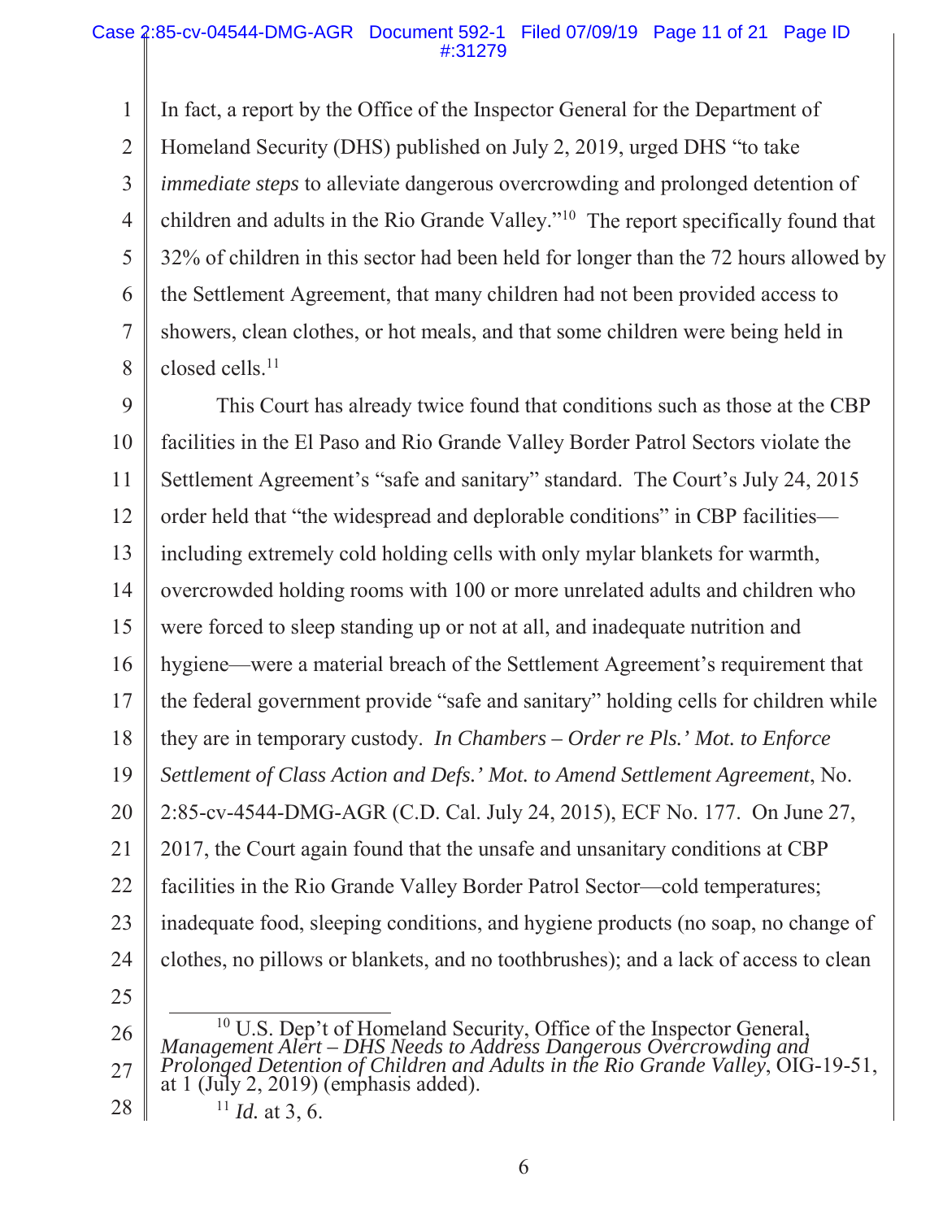In fact, a report by the Office of the Inspector General for the Department of Homeland Security (DHS) published on July 2, 2019, urged DHS "to take *immediate steps* to alleviate dangerous overcrowding and prolonged detention of children and adults in the Rio Grande Valley."[10] The report specifically found that 32% of children in this sector had been held for longer than the 72 hours allowed by the Settlement Agreement, that many children had not been provided access to showers, clean clothes, or hot meals, and that some children were being held in closed cells.[11]

This Court has already twice found that conditions such as those at the CBP facilities in the El Paso and Rio Grande Valley Border Patrol Sectors violate the Settlement Agreement's "safe and sanitary" standard. The Court's July 24, 2015 order held that "the widespread and deplorable conditions" in CBP facilities—including extremely cold holding cells with only mylar blankets for warmth, overcrowded holding rooms with 100 or more unrelated adults and children who were forced to sleep standing up or not at all, and inadequate nutrition and hygiene—were a material breach of the Settlement Agreement's requirement that the federal government provide "safe and sanitary" holding cells for children while they are in temporary custody. *In Chambers – Order re Pls.' Mot. to Enforce Settlement of Class Action and Defs.' Mot. to Amend Settlement Agreement*, No. 2:85-cv-4544-DMG-AGR (C.D. Cal. July 24, 2015), ECF No. 177. On June 27, 2017, the Court again found that the unsafe and unsanitary conditions at CBP facilities in the Rio Grande Valley Border Patrol Sector—cold temperatures; inadequate food, sleeping conditions, and hygiene products (no soap, no change of clothes, no pillows or blankets, and no toothbrushes); and a lack of access to clean

---

[10] U.S. Dep't of Homeland Security, Office of the Inspector General, *Management Alert – DHS Needs to Address Dangerous Overcrowding and Prolonged Detention of Children and Adults in the Rio Grande Valley*, OIG-19-51, at 1 (July 2, 2019) (emphasis added).

[11] *Id.* at 3, 6.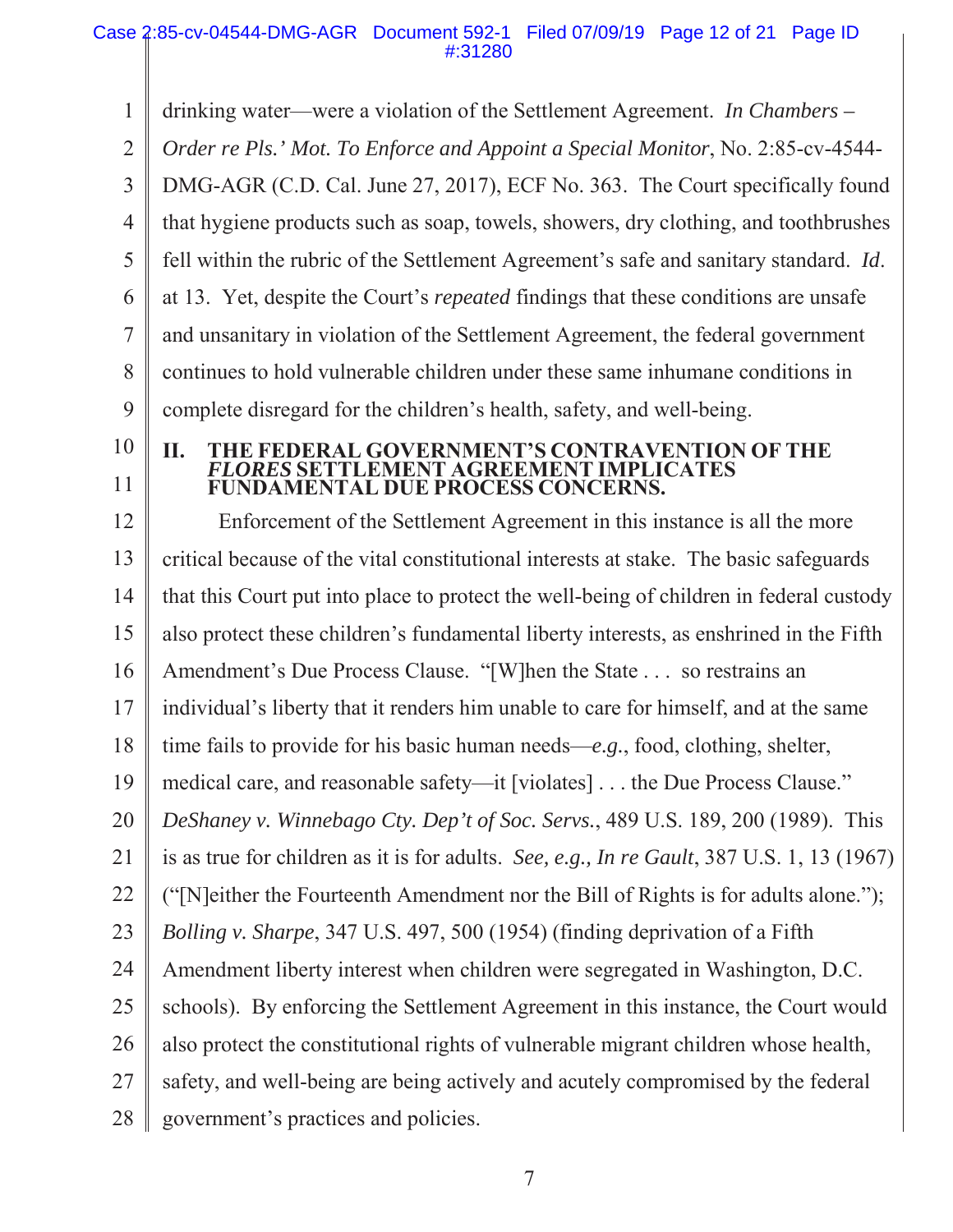drinking water—were a violation of the Settlement Agreement. *In Chambers – Order re Pls.' Mot. To Enforce and Appoint a Special Monitor*, No. 2:85-cv-4544-DMG-AGR (C.D. Cal. June 27, 2017), ECF No. 363. The Court specifically found that hygiene products such as soap, towels, showers, dry clothing, and toothbrushes fell within the rubric of the Settlement Agreement's safe and sanitary standard. *Id*. at 13. Yet, despite the Court's *repeated* findings that these conditions are unsafe and unsanitary in violation of the Settlement Agreement, the federal government continues to hold vulnerable children under these same inhumane conditions in complete disregard for the children's health, safety, and well-being.

## II. THE FEDERAL GOVERNMENT'S CONTRAVENTION OF THE *FLORES* SETTLEMENT AGREEMENT IMPLICATES FUNDAMENTAL DUE PROCESS CONCERNS.

Enforcement of the Settlement Agreement in this instance is all the more critical because of the vital constitutional interests at stake. The basic safeguards that this Court put into place to protect the well-being of children in federal custody also protect these children's fundamental liberty interests, as enshrined in the Fifth Amendment's Due Process Clause. "[W]hen the State . . . so restrains an individual's liberty that it renders him unable to care for himself, and at the same time fails to provide for his basic human needs—*e.g.*, food, clothing, shelter, medical care, and reasonable safety—it [violates] . . . the Due Process Clause." *DeShaney v. Winnebago Cty. Dep't of Soc. Servs.*, 489 U.S. 189, 200 (1989). This is as true for children as it is for adults. *See, e.g., In re Gault*, 387 U.S. 1, 13 (1967) ("[N]either the Fourteenth Amendment nor the Bill of Rights is for adults alone."); *Bolling v. Sharpe*, 347 U.S. 497, 500 (1954) (finding deprivation of a Fifth Amendment liberty interest when children were segregated in Washington, D.C. schools). By enforcing the Settlement Agreement in this instance, the Court would also protect the constitutional rights of vulnerable migrant children whose health, safety, and well-being are being actively and acutely compromised by the federal government's practices and policies.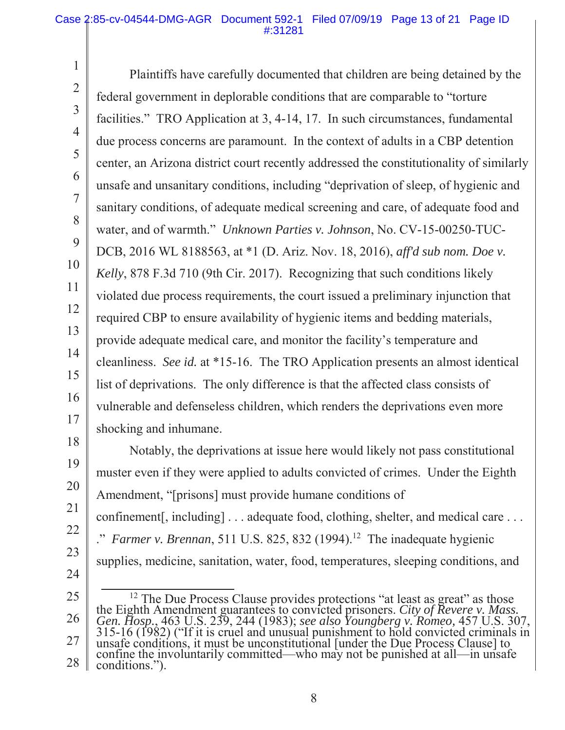Plaintiffs have carefully documented that children are being detained by the federal government in deplorable conditions that are comparable to "torture facilities." TRO Application at 3, 4-14, 17. In such circumstances, fundamental due process concerns are paramount. In the context of adults in a CBP detention center, an Arizona district court recently addressed the constitutionality of similarly unsafe and unsanitary conditions, including "deprivation of sleep, of hygienic and sanitary conditions, of adequate medical screening and care, of adequate food and water, and of warmth." *Unknown Parties v. Johnson*, No. CV-15-00250-TUC-DCB, 2016 WL 8188563, at *1 (D. Ariz. Nov. 18, 2016), *aff'd sub nom. Doe v. Kelly*, 878 F.3d 710 (9th Cir. 2017). Recognizing that such conditions likely violated due process requirements, the court issued a preliminary injunction that required CBP to ensure availability of hygienic items and bedding materials, provide adequate medical care, and monitor the facility's temperature and cleanliness. *See id.* at *15-16. The TRO Application presents an almost identical list of deprivations. The only difference is that the affected class consists of vulnerable and defenseless children, which renders the deprivations even more shocking and inhumane.

Notably, the deprivations at issue here would likely not pass constitutional muster even if they were applied to adults convicted of crimes. Under the Eighth Amendment, "[prisons] must provide humane conditions of confinement[, including] . . . adequate food, clothing, shelter, and medical care . . . ." *Farmer v. Brennan*, 511 U.S. 825, 832 (1994).[12] The inadequate hygienic supplies, medicine, sanitation, water, food, temperatures, sleeping conditions, and

---

[12] The Due Process Clause provides protections "at least as great" as those the Eighth Amendment guarantees to convicted prisoners. *City of Revere v. Mass. Gen. Hosp.*, 463 U.S. 239, 244 (1983); *see also Youngberg v. Romeo,* 457 U.S. 307, 315-16 (1982) ("If it is cruel and unusual punishment to hold convicted criminals in unsafe conditions, it must be unconstitutional [under the Due Process Clause] to confine the involuntarily committed—who may not be punished at all—in unsafe conditions.").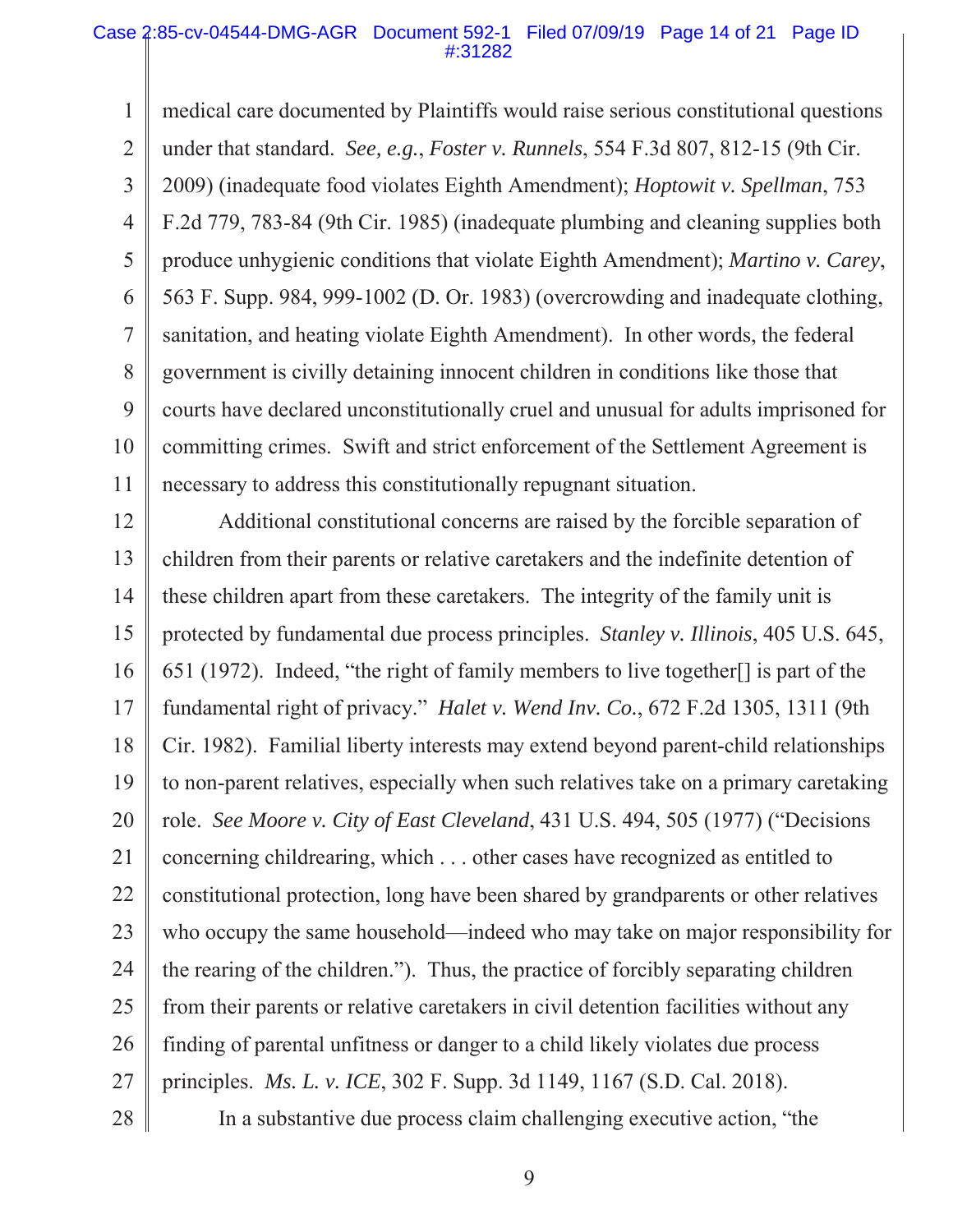medical care documented by Plaintiffs would raise serious constitutional questions under that standard. *See, e.g.*, *Foster v. Runnels*, 554 F.3d 807, 812-15 (9th Cir. 2009) (inadequate food violates Eighth Amendment); *Hoptowit v. Spellman*, 753 F.2d 779, 783-84 (9th Cir. 1985) (inadequate plumbing and cleaning supplies both produce unhygienic conditions that violate Eighth Amendment); *Martino v. Carey*, 563 F. Supp. 984, 999-1002 (D. Or. 1983) (overcrowding and inadequate clothing, sanitation, and heating violate Eighth Amendment). In other words, the federal government is civilly detaining innocent children in conditions like those that courts have declared unconstitutionally cruel and unusual for adults imprisoned for committing crimes. Swift and strict enforcement of the Settlement Agreement is necessary to address this constitutionally repugnant situation.

Additional constitutional concerns are raised by the forcible separation of children from their parents or relative caretakers and the indefinite detention of these children apart from these caretakers. The integrity of the family unit is protected by fundamental due process principles. *Stanley v. Illinois*, 405 U.S. 645, 651 (1972). Indeed, "the right of family members to live together[] is part of the fundamental right of privacy." *Halet v. Wend Inv. Co.*, 672 F.2d 1305, 1311 (9th Cir. 1982). Familial liberty interests may extend beyond parent-child relationships to non-parent relatives, especially when such relatives take on a primary caretaking role. *See Moore v. City of East Cleveland*, 431 U.S. 494, 505 (1977) ("Decisions concerning childrearing, which . . . other cases have recognized as entitled to constitutional protection, long have been shared by grandparents or other relatives who occupy the same household—indeed who may take on major responsibility for the rearing of the children."). Thus, the practice of forcibly separating children from their parents or relative caretakers in civil detention facilities without any finding of parental unfitness or danger to a child likely violates due process principles. *Ms. L. v. ICE*, 302 F. Supp. 3d 1149, 1167 (S.D. Cal. 2018).

In a substantive due process claim challenging executive action, "the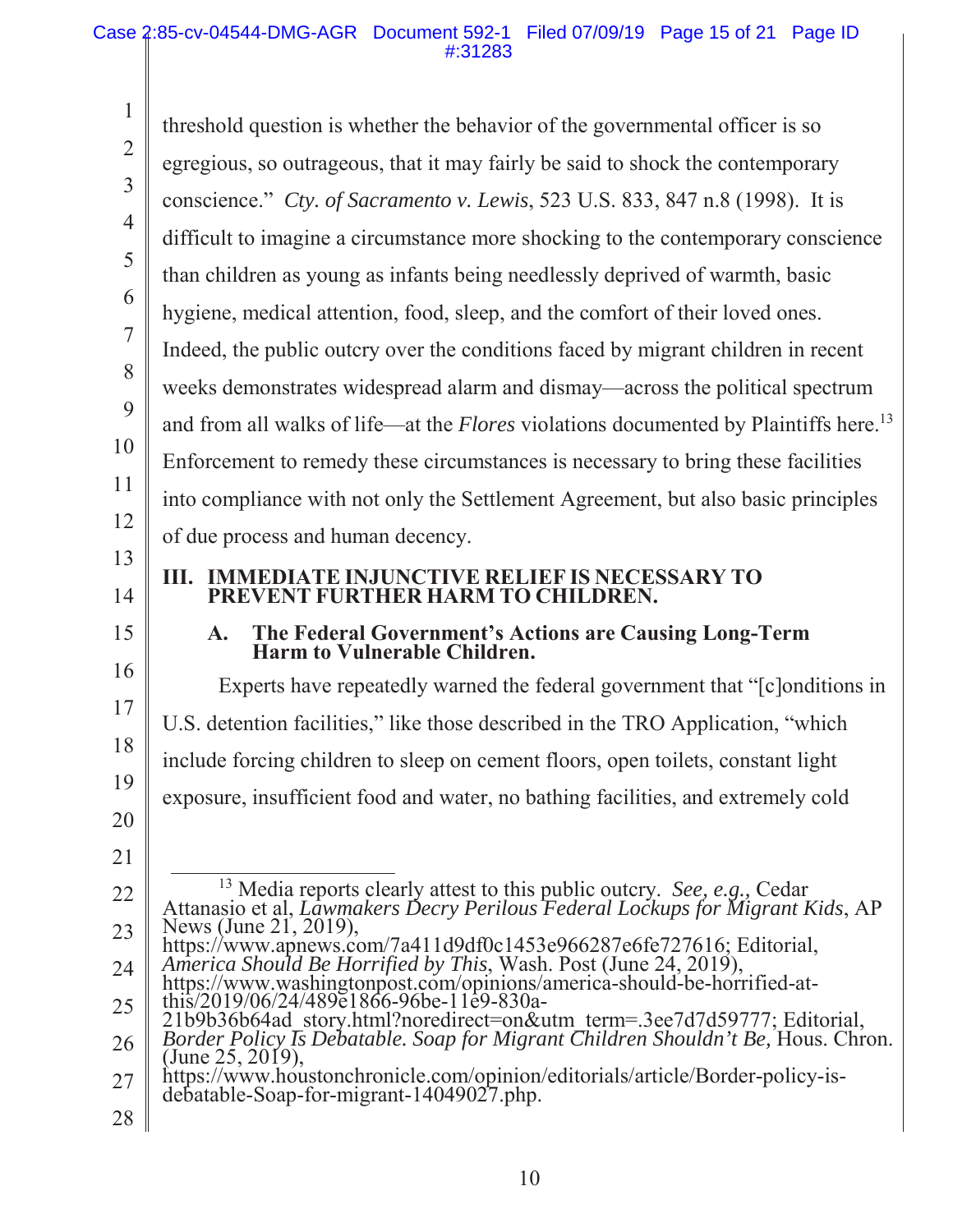threshold question is whether the behavior of the governmental officer is so egregious, so outrageous, that it may fairly be said to shock the contemporary conscience." *Cty. of Sacramento v. Lewis*, 523 U.S. 833, 847 n.8 (1998). It is difficult to imagine a circumstance more shocking to the contemporary conscience than children as young as infants being needlessly deprived of warmth, basic hygiene, medical attention, food, sleep, and the comfort of their loved ones. Indeed, the public outcry over the conditions faced by migrant children in recent weeks demonstrates widespread alarm and dismay—across the political spectrum and from all walks of life—at the *Flores* violations documented by Plaintiffs here.[13] Enforcement to remedy these circumstances is necessary to bring these facilities into compliance with not only the Settlement Agreement, but also basic principles of due process and human decency.

## III. IMMEDIATE INJUNCTIVE RELIEF IS NECESSARY TO PREVENT FURTHER HARM TO CHILDREN.

### A. The Federal Government's Actions are Causing Long-Term Harm to Vulnerable Children.

Experts have repeatedly warned the federal government that "[c]onditions in U.S. detention facilities," like those described in the TRO Application, "which include forcing children to sleep on cement floors, open toilets, constant light exposure, insufficient food and water, no bathing facilities, and extremely cold

---

[13] Media reports clearly attest to this public outcry. *See, e.g.*, Cedar Attanasio et al, *Lawmakers Decry Perilous Federal Lockups for Migrant Kids*, AP News (June 21, 2019), https://www.apnews.com/7a411d9df0c1453e966287e6fe727616; Editorial, *America Should Be Horrified by This*, Wash. Post (June 24, 2019), https://www.washingtonpost.com/opinions/america-should-be-horrified-at-this/2019/06/24/489e1866-96be-11e9-830a-21b9b36b64ad_story.html?noredirect=on&utm_term=.3ee7d7d59777; Editorial, *Border Policy Is Debatable. Soap for Migrant Children Shouldn't Be,* Hous. Chron. (June 25, 2019), https://www.houstonchronicle.com/opinion/editorials/article/Border-policy-is-debatable-Soap-for-migrant-14049027.php.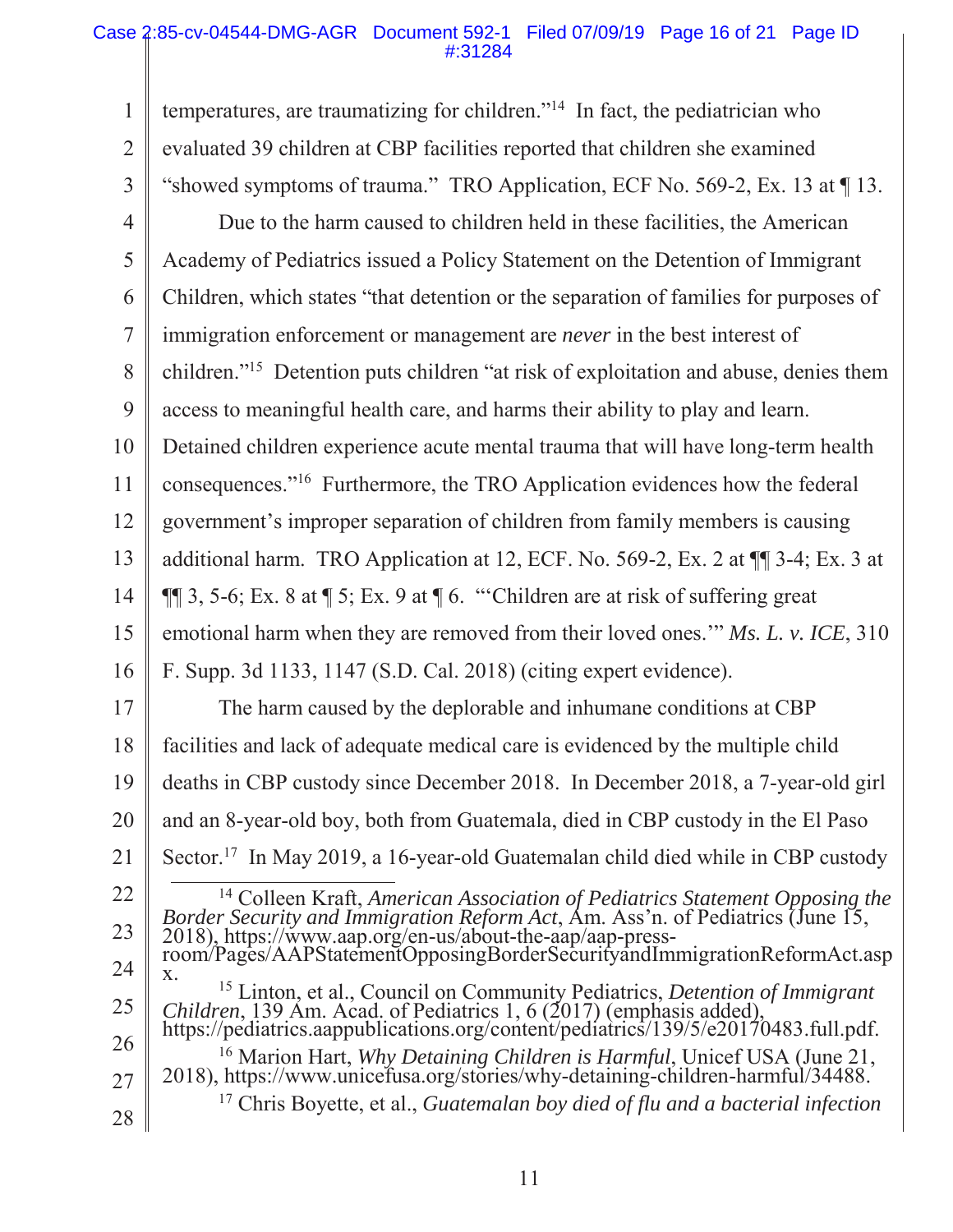temperatures, are traumatizing for children."[14] In fact, the pediatrician who evaluated 39 children at CBP facilities reported that children she examined "showed symptoms of trauma." TRO Application, ECF No. 569-2, Ex. 13 at ¶ 13.

Due to the harm caused to children held in these facilities, the American Academy of Pediatrics issued a Policy Statement on the Detention of Immigrant Children, which states "that detention or the separation of families for purposes of immigration enforcement or management are *never* in the best interest of children."[15] Detention puts children "at risk of exploitation and abuse, denies them access to meaningful health care, and harms their ability to play and learn. Detained children experience acute mental trauma that will have long-term health consequences."[16] Furthermore, the TRO Application evidences how the federal government's improper separation of children from family members is causing additional harm. TRO Application at 12, ECF. No. 569-2, Ex. 2 at ¶¶ 3-4; Ex. 3 at ¶¶ 3, 5-6; Ex. 8 at ¶ 5; Ex. 9 at ¶ 6. "'Children are at risk of suffering great emotional harm when they are removed from their loved ones.'" *Ms. L. v. ICE*, 310 F. Supp. 3d 1133, 1147 (S.D. Cal. 2018) (citing expert evidence).

The harm caused by the deplorable and inhumane conditions at CBP facilities and lack of adequate medical care is evidenced by the multiple child deaths in CBP custody since December 2018. In December 2018, a 7-year-old girl and an 8-year-old boy, both from Guatemala, died in CBP custody in the El Paso Sector.[17] In May 2019, a 16-year-old Guatemalan child died while in CBP custody

---

[14] Colleen Kraft, *American Association of Pediatrics Statement Opposing the Border Security and Immigration Reform Act*, Am. Ass'n. of Pediatrics (June 15, 2018), https://www.aap.org/en-us/about-the-aap/aap-press-room/Pages/AAPStatementOpposingBorderSecurityandImmigrationReformAct.aspx.

[15] Linton, et al., Council on Community Pediatrics, *Detention of Immigrant Children*, 139 Am. Acad. of Pediatrics 1, 6 (2017) (emphasis added), https://pediatrics.aappublications.org/content/pediatrics/139/5/e20170483.full.pdf.

[16] Marion Hart, *Why Detaining Children is Harmful*, Unicef USA (June 21, 2018), https://www.unicefusa.org/stories/why-detaining-children-harmful/34488.

[17] Chris Boyette, et al., *Guatemalan boy died of flu and a bacterial infection*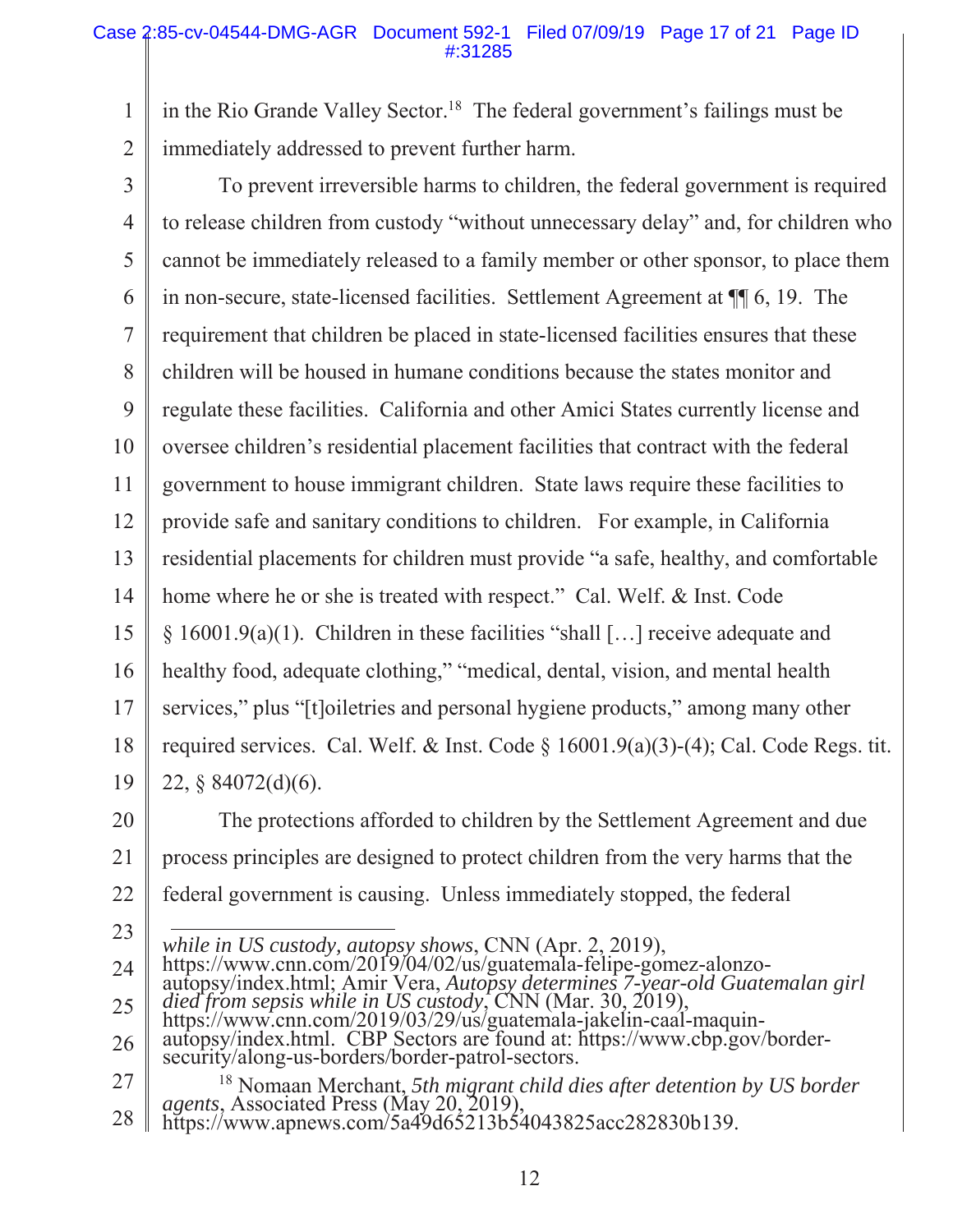in the Rio Grande Valley Sector.[18] The federal government's failings must be immediately addressed to prevent further harm.

To prevent irreversible harms to children, the federal government is required to release children from custody "without unnecessary delay" and, for children who cannot be immediately released to a family member or other sponsor, to place them in non-secure, state-licensed facilities. Settlement Agreement at ¶¶ 6, 19. The requirement that children be placed in state-licensed facilities ensures that these children will be housed in humane conditions because the states monitor and regulate these facilities. California and other Amici States currently license and oversee children's residential placement facilities that contract with the federal government to house immigrant children. State laws require these facilities to provide safe and sanitary conditions to children. For example, in California residential placements for children must provide "a safe, healthy, and comfortable home where he or she is treated with respect." Cal. Welf. & Inst. Code § 16001.9(a)(1). Children in these facilities "shall […] receive adequate and healthy food, adequate clothing," "medical, dental, vision, and mental health services," plus "[t]oiletries and personal hygiene products," among many other required services. Cal. Welf. & Inst. Code § 16001.9(a)(3)-(4); Cal. Code Regs. tit. 22, § 84072(d)(6).

The protections afforded to children by the Settlement Agreement and due process principles are designed to protect children from the very harms that the federal government is causing. Unless immediately stopped, the federal

---

*while in US custody, autopsy shows*, CNN (Apr. 2, 2019), https://www.cnn.com/2019/04/02/us/guatemala-felipe-gomez-alonzo-autopsy/index.html; Amir Vera, *Autopsy determines 7-year-old Guatemalan girl died from sepsis while in US custody*, CNN (Mar. 30, 2019), https://www.cnn.com/2019/03/29/us/guatemala-jakelin-caal-maquin-autopsy/index.html. CBP Sectors are found at: https://www.cbp.gov/border-security/along-us-borders/border-patrol-sectors.

[18] Nomaan Merchant, *5th migrant child dies after detention by US border agents*, Associated Press (May 20, 2019), https://www.apnews.com/5a49d65213b54043825acc282830b139.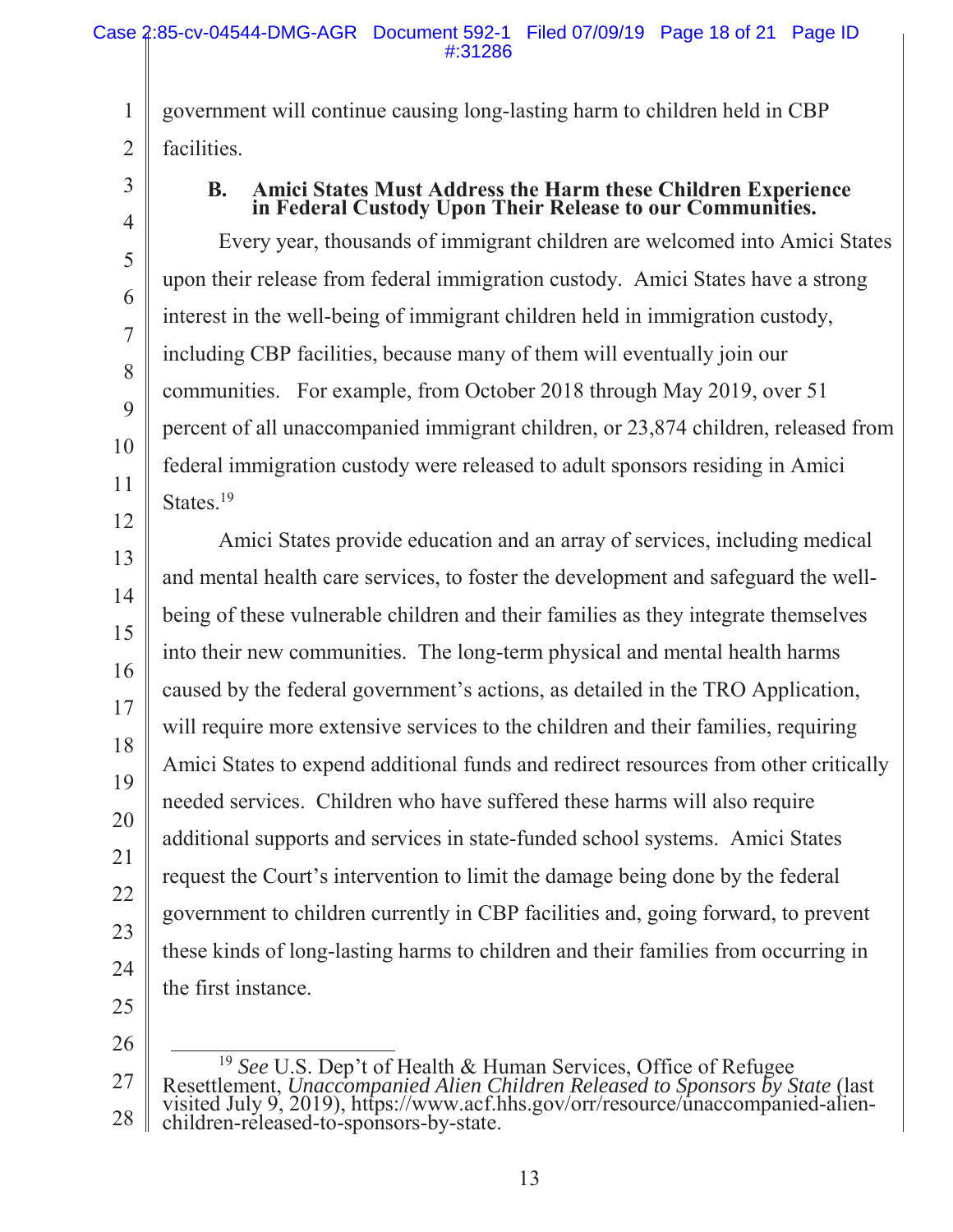government will continue causing long-lasting harm to children held in CBP facilities.

### B. Amici States Must Address the Harm these Children Experience in Federal Custody Upon Their Release to our Communities.

Every year, thousands of immigrant children are welcomed into Amici States upon their release from federal immigration custody. Amici States have a strong interest in the well-being of immigrant children held in immigration custody, including CBP facilities, because many of them will eventually join our communities. For example, from October 2018 through May 2019, over 51 percent of all unaccompanied immigrant children, or 23,874 children, released from federal immigration custody were released to adult sponsors residing in Amici States.[19]

Amici States provide education and an array of services, including medical and mental health care services, to foster the development and safeguard the well-being of these vulnerable children and their families as they integrate themselves into their new communities. The long-term physical and mental health harms caused by the federal government's actions, as detailed in the TRO Application, will require more extensive services to the children and their families, requiring Amici States to expend additional funds and redirect resources from other critically needed services. Children who have suffered these harms will also require additional supports and services in state-funded school systems. Amici States request the Court's intervention to limit the damage being done by the federal government to children currently in CBP facilities and, going forward, to prevent these kinds of long-lasting harms to children and their families from occurring in the first instance.

---

[19] *See* U.S. Dep't of Health & Human Services, Office of Refugee Resettlement, *Unaccompanied Alien Children Released to Sponsors by State* (last visited July 9, 2019), https://www.acf.hhs.gov/orr/resource/unaccompanied-alien-children-released-to-sponsors-by-state.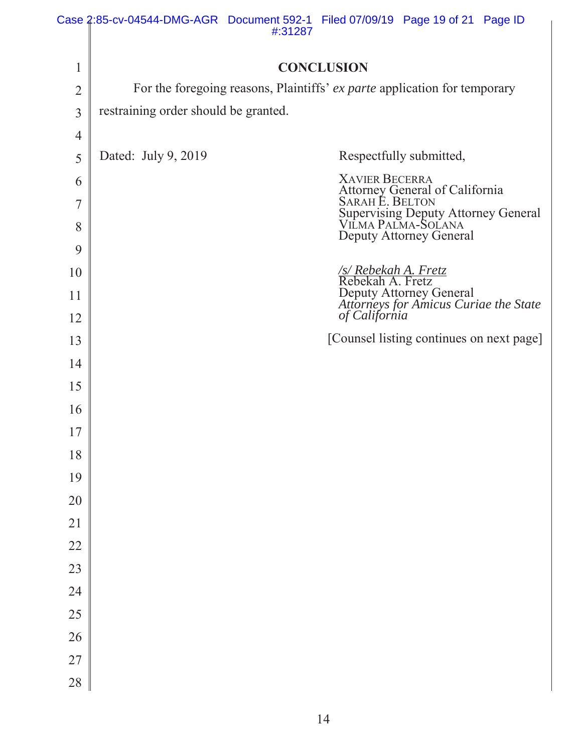## CONCLUSION

For the foregoing reasons, Plaintiffs' *ex parte* application for temporary restraining order should be granted.

Dated: July 9, 2019

Respectfully submitted,

XAVIER BECERRA
Attorney General of California
SARAH E. BELTON
Supervising Deputy Attorney General
VILMA PALMA-SOLANA
Deputy Attorney General

*/s/ Rebekah A. Fretz*
Rebekah A. Fretz
Deputy Attorney General
*Attorneys for Amicus Curiae the State of California*

[Counsel listing continues on next page]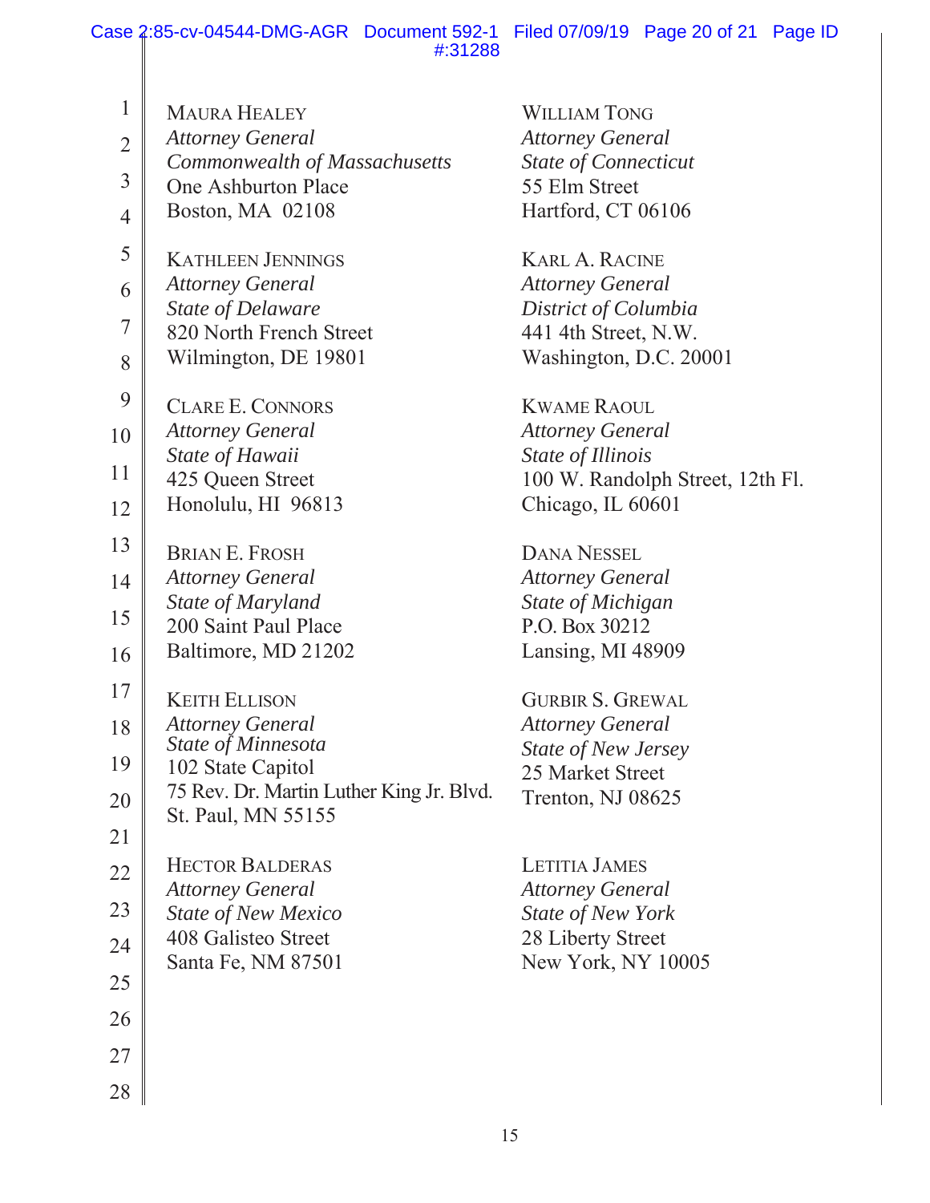MAURA HEALEY
*Attorney General*
*Commonwealth of Massachusetts*
One Ashburton Place
Boston, MA 02108

WILLIAM TONG
*Attorney General*
*State of Connecticut*
55 Elm Street
Hartford, CT 06106

KATHLEEN JENNINGS
*Attorney General*
*State of Delaware*
820 North French Street
Wilmington, DE 19801

KARL A. RACINE
*Attorney General*
*District of Columbia*
441 4th Street, N.W.
Washington, D.C. 20001

CLARE E. CONNORS
*Attorney General*
*State of Hawaii*
425 Queen Street
Honolulu, HI 96813

KWAME RAOUL
*Attorney General*
*State of Illinois*
100 W. Randolph Street, 12th Fl.
Chicago, IL 60601

BRIAN E. FROSH
*Attorney General*
*State of Maryland*
200 Saint Paul Place
Baltimore, MD 21202

DANA NESSEL
*Attorney General*
*State of Michigan*
P.O. Box 30212
Lansing, MI 48909

KEITH ELLISON
*Attorney General*
*State of Minnesota*
102 State Capitol
75 Rev. Dr. Martin Luther King Jr. Blvd.
St. Paul, MN 55155

GURBIR S. GREWAL
*Attorney General*
*State of New Jersey*
25 Market Street
Trenton, NJ 08625

HECTOR BALDERAS
*Attorney General*
*State of New Mexico*
408 Galisteo Street
Santa Fe, NM 87501

LETITIA JAMES
*Attorney General*
*State of New York*
28 Liberty Street
New York, NY 10005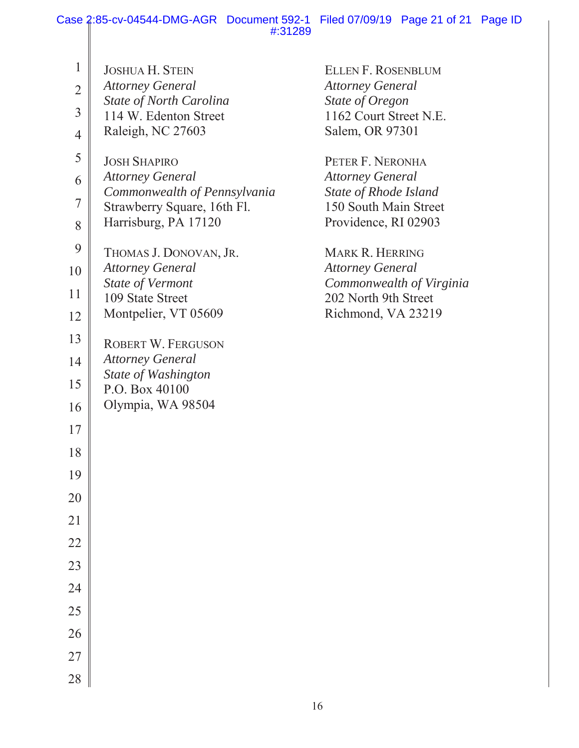JOSHUA H. STEIN
*Attorney General*
*State of North Carolina*
114 W. Edenton Street
Raleigh, NC 27603

ELLEN F. ROSENBLUM
*Attorney General*
*State of Oregon*
1162 Court Street N.E.
Salem, OR 97301

JOSH SHAPIRO
*Attorney General*
*Commonwealth of Pennsylvania*
Strawberry Square, 16th Fl.
Harrisburg, PA 17120

PETER F. NERONHA
*Attorney General*
*State of Rhode Island*
150 South Main Street
Providence, RI 02903

THOMAS J. DONOVAN, JR.
*Attorney General*
*State of Vermont*
109 State Street
Montpelier, VT 05609

MARK R. HERRING
*Attorney General*
*Commonwealth of Virginia*
202 North 9th Street
Richmond, VA 23219

ROBERT W. FERGUSON
*Attorney General*
*State of Washington*
P.O. Box 40100
Olympia, WA 98504